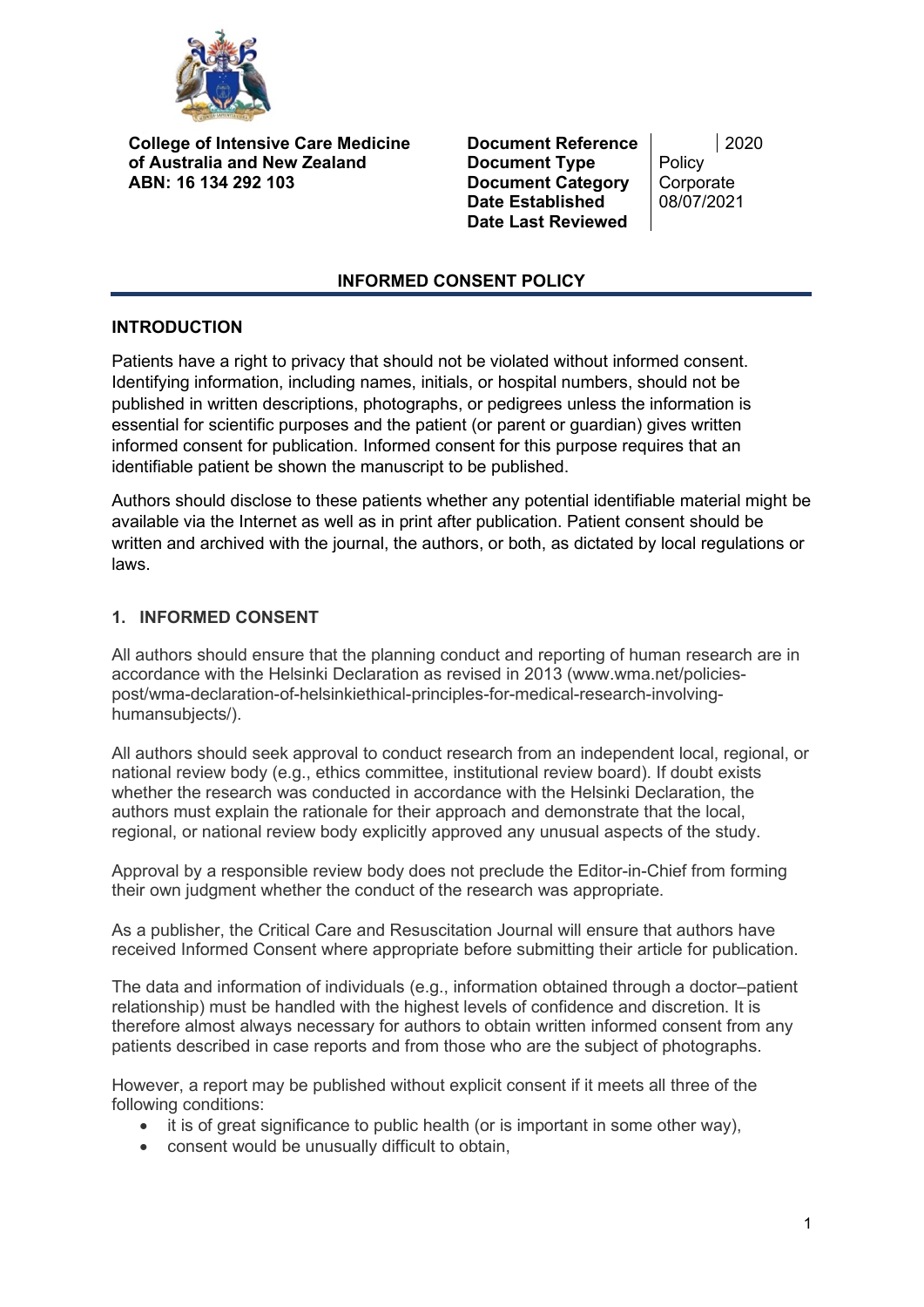**College of Intensive Care Medicine of Australia and New Zealand**
**ABN: 16 134 292 103**

| | | |
|---|---|---|
| **Document Reference** | | 2020 |
| **Document Type** | Policy | |
| **Document Category** | Corporate | |
| **Date Established** | 08/07/2021 | |
| **Date Last Reviewed** | | |

# INFORMED CONSENT POLICY

## INTRODUCTION

Patients have a right to privacy that should not be violated without informed consent. Identifying information, including names, initials, or hospital numbers, should not be published in written descriptions, photographs, or pedigrees unless the information is essential for scientific purposes and the patient (or parent or guardian) gives written informed consent for publication. Informed consent for this purpose requires that an identifiable patient be shown the manuscript to be published.

Authors should disclose to these patients whether any potential identifiable material might be available via the Internet as well as in print after publication. Patient consent should be written and archived with the journal, the authors, or both, as dictated by local regulations or laws.

## 1. INFORMED CONSENT

All authors should ensure that the planning conduct and reporting of human research are in accordance with the Helsinki Declaration as revised in 2013 (www.wma.net/policies-post/wma-declaration-of-helsinkiethical-principles-for-medical-research-involving-humansubjects/).

All authors should seek approval to conduct research from an independent local, regional, or national review body (e.g., ethics committee, institutional review board). If doubt exists whether the research was conducted in accordance with the Helsinki Declaration, the authors must explain the rationale for their approach and demonstrate that the local, regional, or national review body explicitly approved any unusual aspects of the study.

Approval by a responsible review body does not preclude the Editor-in-Chief from forming their own judgment whether the conduct of the research was appropriate.

As a publisher, the Critical Care and Resuscitation Journal will ensure that authors have received Informed Consent where appropriate before submitting their article for publication.

The data and information of individuals (e.g., information obtained through a doctor–patient relationship) must be handled with the highest levels of confidence and discretion. It is therefore almost always necessary for authors to obtain written informed consent from any patients described in case reports and from those who are the subject of photographs.

However, a report may be published without explicit consent if it meets all three of the following conditions:

- it is of great significance to public health (or is important in some other way),
- consent would be unusually difficult to obtain,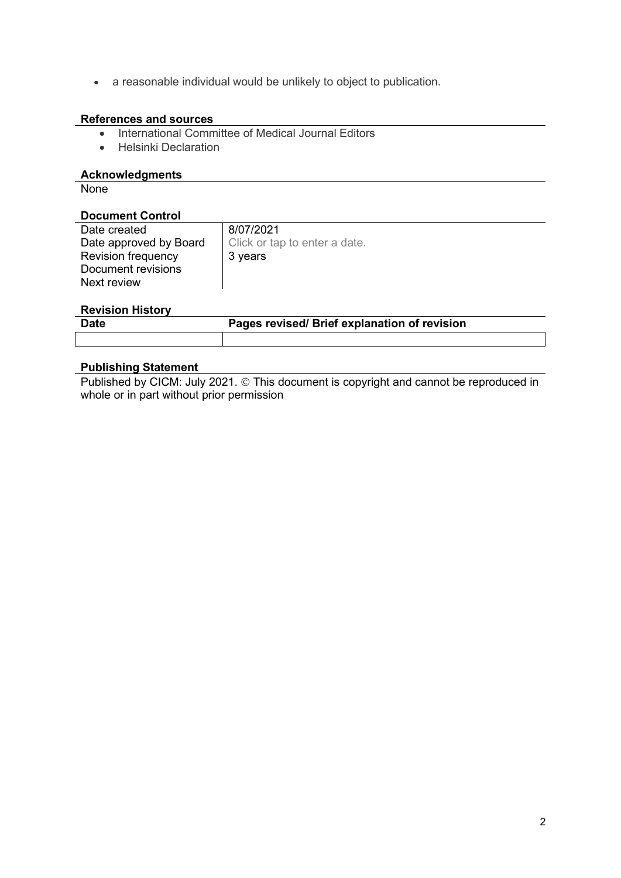- a reasonable individual would be unlikely to object to publication.

### References and sources

- International Committee of Medical Journal Editors
- Helsinki Declaration

### Acknowledgments

None

### Document Control

| | |
|---|---|
| Date created | 8/07/2021 |
| Date approved by Board | Click or tap to enter a date. |
| Revision frequency | 3 years |
| Document revisions | |
| Next review | |

### Revision History

| Date | Pages revised/ Brief explanation of revision |
|---|---|
| | |

### Publishing Statement

Published by CICM: July 2021. © This document is copyright and cannot be reproduced in whole or in part without prior permission